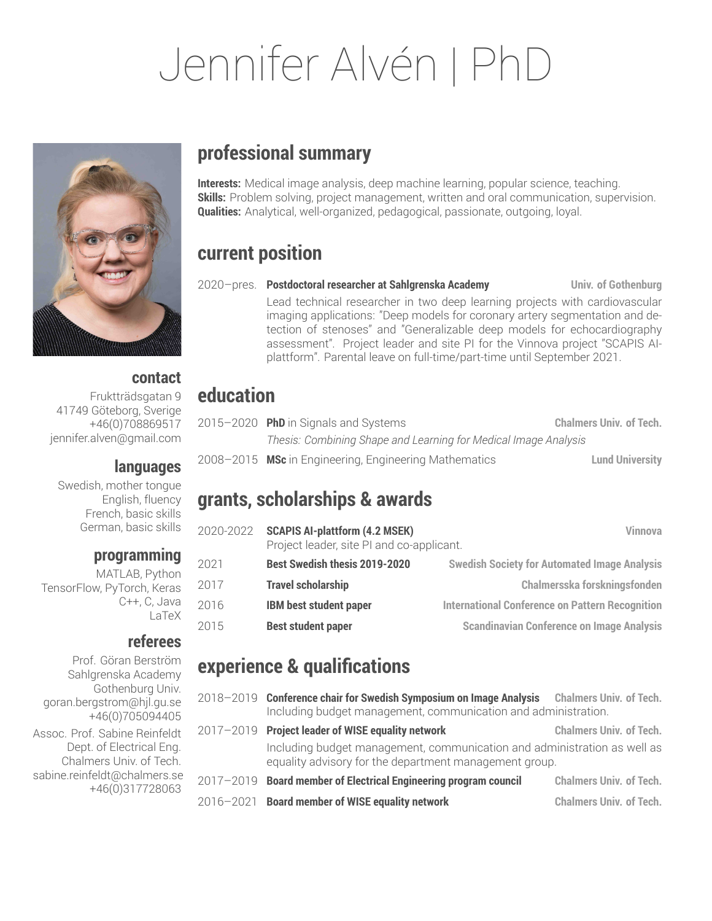# Jennifer Alvén | PhD

### contact

Frukträdsgatan 9
41749 Göteborg, Sverige
+46(0)708869517
jennifer.alven@gmail.com

### languages

Swedish, mother tongue
English, fluency
French, basic skills
German, basic skills

### programming

MATLAB, Python
TensorFlow, PyTorch, Keras
C++, C, Java
LaTeX

### referees

Prof. Göran Berström
Sahlgrenska Academy
Gothenburg Univ.
goran.bergstrom@hjl.gu.se
+46(0)705094405

Assoc. Prof. Sabine Reinfeldt
Dept. of Electrical Eng.
Chalmers Univ. of Tech.
sabine.reinfeldt@chalmers.se
+46(0)317728063

## professional summary

**Interests:** Medical image analysis, deep machine learning, popular science, teaching.
**Skills:** Problem solving, project management, written and oral communication, supervision.
**Qualities:** Analytical, well-organized, pedagogical, passionate, outgoing, loyal.

## current position

2020–pres. **Postdoctoral researcher at Sahlgrenska Academy** — **Univ. of Gothenburg**

Lead technical researcher in two deep learning projects with cardiovascular imaging applications: "Deep models for coronary artery segmentation and detection of stenoses" and "Generalizable deep models for echocardiography assessment". Project leader and site PI for the Vinnova project "SCAPIS AI-plattform". Parental leave on full-time/part-time until September 2021.

## education

2015–2020 **PhD** in Signals and Systems — **Chalmers Univ. of Tech.**
*Thesis: Combining Shape and Learning for Medical Image Analysis*

2008–2015 **MSc** in Engineering, Engineering Mathematics — **Lund University**

## grants, scholarships & awards

2020-2022 **SCAPIS AI-plattform (4.2 MSEK)** — **Vinnova**
Project leader, site PI and co-applicant.

2021 **Best Swedish thesis 2019-2020** — **Swedish Society for Automated Image Analysis**

2017 **Travel scholarship** — **Chalmersska forskningsfonden**

2016 **IBM best student paper** — **International Conference on Pattern Recognition**

2015 **Best student paper** — **Scandinavian Conference on Image Analysis**

## experience & qualifications

2018–2019 **Conference chair for Swedish Symposium on Image Analysis** — **Chalmers Univ. of Tech.**
Including budget management, communication and administration.

2017–2019 **Project leader of WISE equality network** — **Chalmers Univ. of Tech.**
Including budget management, communication and administration as well as equality advisory for the department management group.

2017–2019 **Board member of Electrical Engineering program council** — **Chalmers Univ. of Tech.**

2016–2021 **Board member of WISE equality network** — **Chalmers Univ. of Tech.**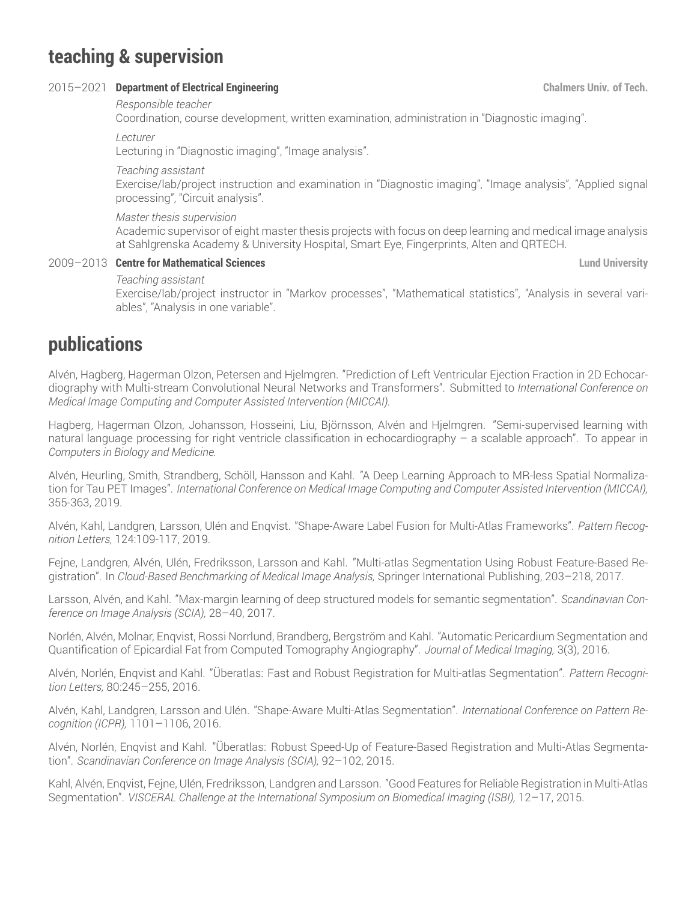## teaching & supervision

2015–2021 **Department of Electrical Engineering** **Chalmers Univ. of Tech.**

*Responsible teacher*
Coordination, course development, written examination, administration in "Diagnostic imaging".

*Lecturer*
Lecturing in "Diagnostic imaging", "Image analysis".

*Teaching assistant*
Exercise/lab/project instruction and examination in "Diagnostic imaging", "Image analysis", "Applied signal processing", "Circuit analysis".

*Master thesis supervision*
Academic supervisor of eight master thesis projects with focus on deep learning and medical image analysis at Sahlgrenska Academy & University Hospital, Smart Eye, Fingerprints, Alten and QRTECH.

2009–2013 **Centre for Mathematical Sciences** **Lund University**

*Teaching assistant*
Exercise/lab/project instructor in "Markov processes", "Mathematical statistics", "Analysis in several variables", "Analysis in one variable".

## publications

Alvén, Hagberg, Hagerman Olzon, Petersen and Hjelmgren. "Prediction of Left Ventricular Ejection Fraction in 2D Echocardiography with Multi-stream Convolutional Neural Networks and Transformers". Submitted to *International Conference on Medical Image Computing and Computer Assisted Intervention (MICCAI).*

Hagberg, Hagerman Olzon, Johansson, Hosseini, Liu, Björnsson, Alvén and Hjelmgren. "Semi-supervised learning with natural language processing for right ventricle classification in echocardiography – a scalable approach". To appear in *Computers in Biology and Medicine.*

Alvén, Heurling, Smith, Strandberg, Schöll, Hansson and Kahl. "A Deep Learning Approach to MR-less Spatial Normalization for Tau PET Images". *International Conference on Medical Image Computing and Computer Assisted Intervention (MICCAI),* 355-363, 2019.

Alvén, Kahl, Landgren, Larsson, Ulén and Enqvist. "Shape-Aware Label Fusion for Multi-Atlas Frameworks". *Pattern Recognition Letters,* 124:109-117, 2019.

Fejne, Landgren, Alvén, Ulén, Fredriksson, Larsson and Kahl. "Multi-atlas Segmentation Using Robust Feature-Based Registration". In *Cloud-Based Benchmarking of Medical Image Analysis,* Springer International Publishing, 203–218, 2017.

Larsson, Alvén, and Kahl. "Max-margin learning of deep structured models for semantic segmentation". *Scandinavian Conference on Image Analysis (SCIA),* 28–40, 2017.

Norlén, Alvén, Molnar, Enqvist, Rossi Norrlund, Brandberg, Bergström and Kahl. "Automatic Pericardium Segmentation and Quantification of Epicardial Fat from Computed Tomography Angiography". *Journal of Medical Imaging,* 3(3), 2016.

Alvén, Norlén, Enqvist and Kahl. "Überatlas: Fast and Robust Registration for Multi-atlas Segmentation". *Pattern Recognition Letters,* 80:245–255, 2016.

Alvén, Kahl, Landgren, Larsson and Ulén. "Shape-Aware Multi-Atlas Segmentation". *International Conference on Pattern Recognition (ICPR),* 1101–1106, 2016.

Alvén, Norlén, Enqvist and Kahl. "Überatlas: Robust Speed-Up of Feature-Based Registration and Multi-Atlas Segmentation". *Scandinavian Conference on Image Analysis (SCIA),* 92–102, 2015.

Kahl, Alvén, Enqvist, Fejne, Ulén, Fredriksson, Landgren and Larsson. "Good Features for Reliable Registration in Multi-Atlas Segmentation". *VISCERAL Challenge at the International Symposium on Biomedical Imaging (ISBI),* 12–17, 2015.